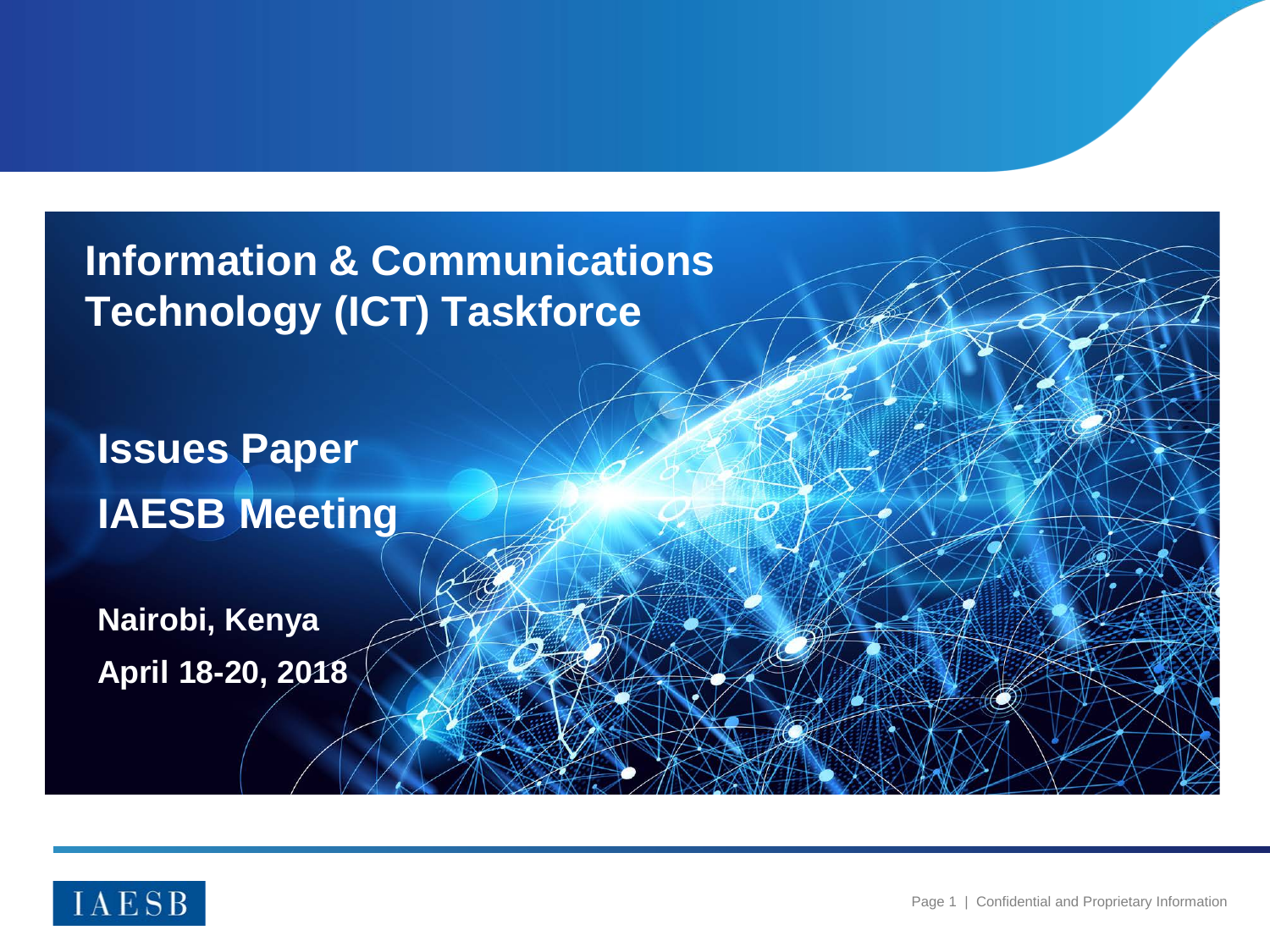# Information & Communications Technology (ICT) Taskforce

## Issues Paper

## IAESB Meeting

**Nairobi, Kenya**

**April 18-20, 2018**

IAESB

Confidential and Proprietary Information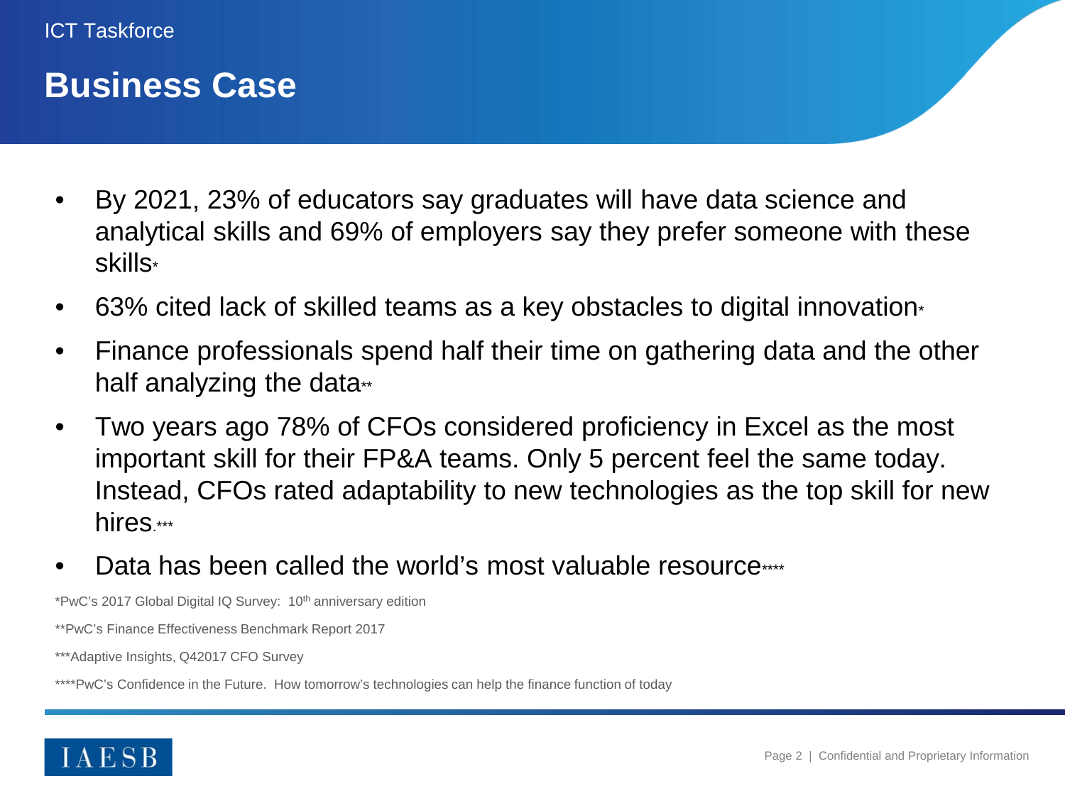ICT Taskforce

# Business Case

- By 2021, 23% of educators say graduates will have data science and analytical skills and 69% of employers say they prefer someone with these skills*
- 63% cited lack of skilled teams as a key obstacles to digital innovation*
- Finance professionals spend half their time on gathering data and the other half analyzing the data**
- Two years ago 78% of CFOs considered proficiency in Excel as the most important skill for their FP&A teams. Only 5 percent feel the same today. Instead, CFOs rated adaptability to new technologies as the top skill for new hires.***
- Data has been called the world's most valuable resource****

*PwC's 2017 Global Digital IQ Survey: 10th anniversary edition

**PwC's Finance Effectiveness Benchmark Report 2017

***Adaptive Insights, Q42017 CFO Survey

****PwC's Confidence in the Future. How tomorrow's technologies can help the finance function of today

IAESB

Confidential and Proprietary Information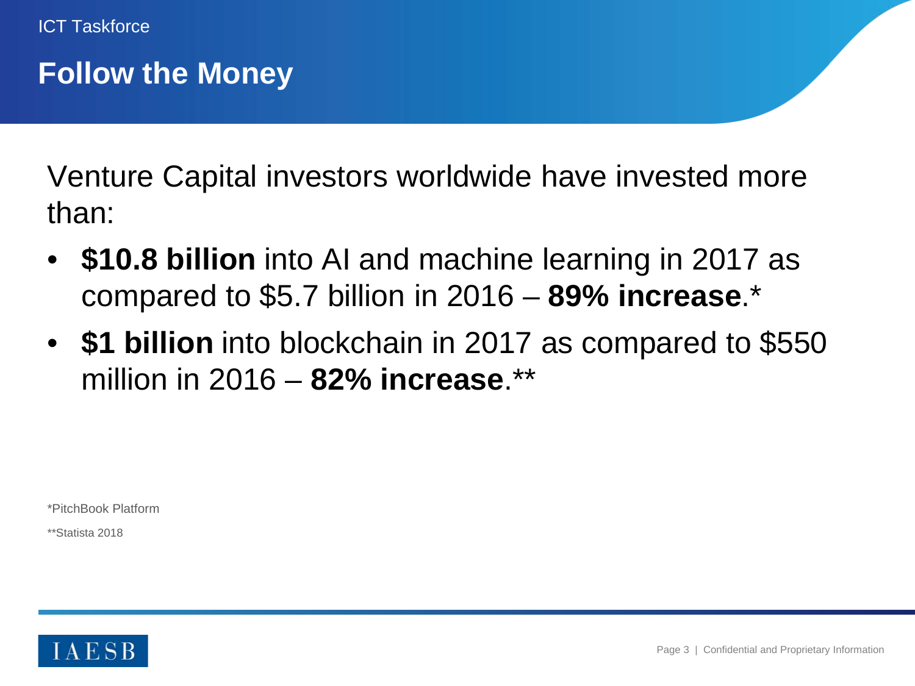ICT Taskforce

# Follow the Money

Venture Capital investors worldwide have invested more than:

- **$10.8 billion** into AI and machine learning in 2017 as compared to $5.7 billion in 2016 – **89% increase**.*
- **$1 billion** into blockchain in 2017 as compared to $550 million in 2016 – **82% increase**.**

*PitchBook Platform

**Statista 2018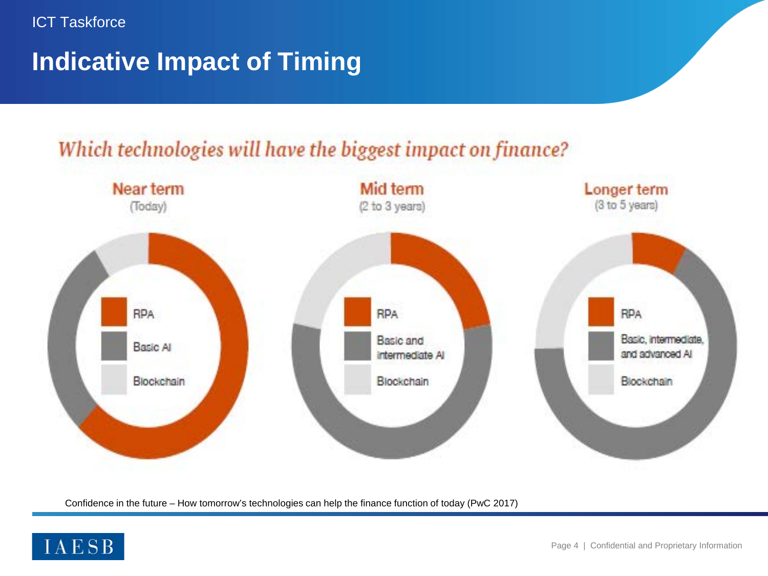ICT Taskforce

# Indicative Impact of Timing

*Which technologies will have the biggest impact on finance?*

**Near term**
(Today)

- RPA
- Basic AI
- Blockchain

**Mid term**
(2 to 3 years)

- RPA
- Basic and intermediate AI
- Blockchain

**Longer term**
(3 to 5 years)

- RPA
- Basic, intermediate, and advanced AI
- Blockchain

Confidence in the future – How tomorrow's technologies can help the finance function of today (PwC 2017)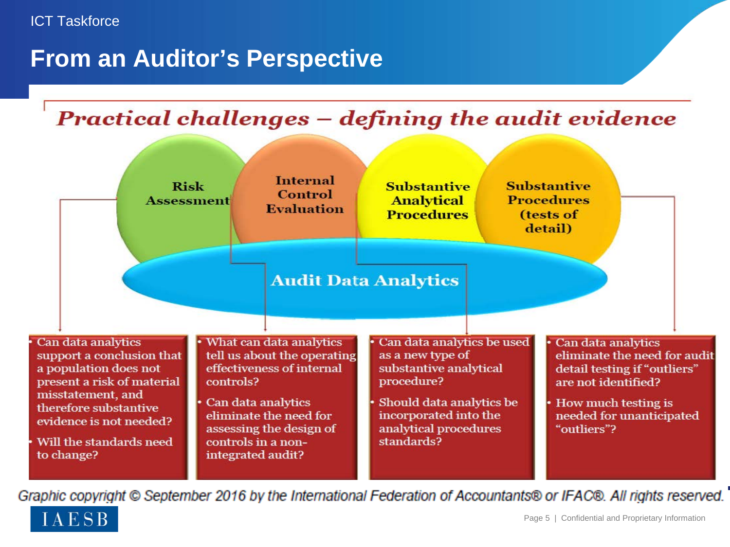# From an Auditor's Perspective

## *Practical challenges – defining the audit evidence*

**Audit Data Analytics**

**Risk Assessment**

- Can data analytics support a conclusion that a population does not present a risk of material misstatement, and therefore substantive evidence is not needed?
- Will the standards need to change?

**Internal Control Evaluation**

- What can data analytics tell us about the operating effectiveness of internal controls?
- Can data analytics eliminate the need for assessing the design of controls in a non-integrated audit?

**Substantive Analytical Procedures**

- Can data analytics be used as a new type of substantive analytical procedure?
- Should data analytics be incorporated into the analytical procedures standards?

**Substantive Procedures (tests of detail)**

- Can data analytics eliminate the need for audit detail testing if "outliers" are not identified?
- How much testing is needed for unanticipated "outliers"?

*Graphic copyright © September 2016 by the International Federation of Accountants® or IFAC®. All rights reserved.*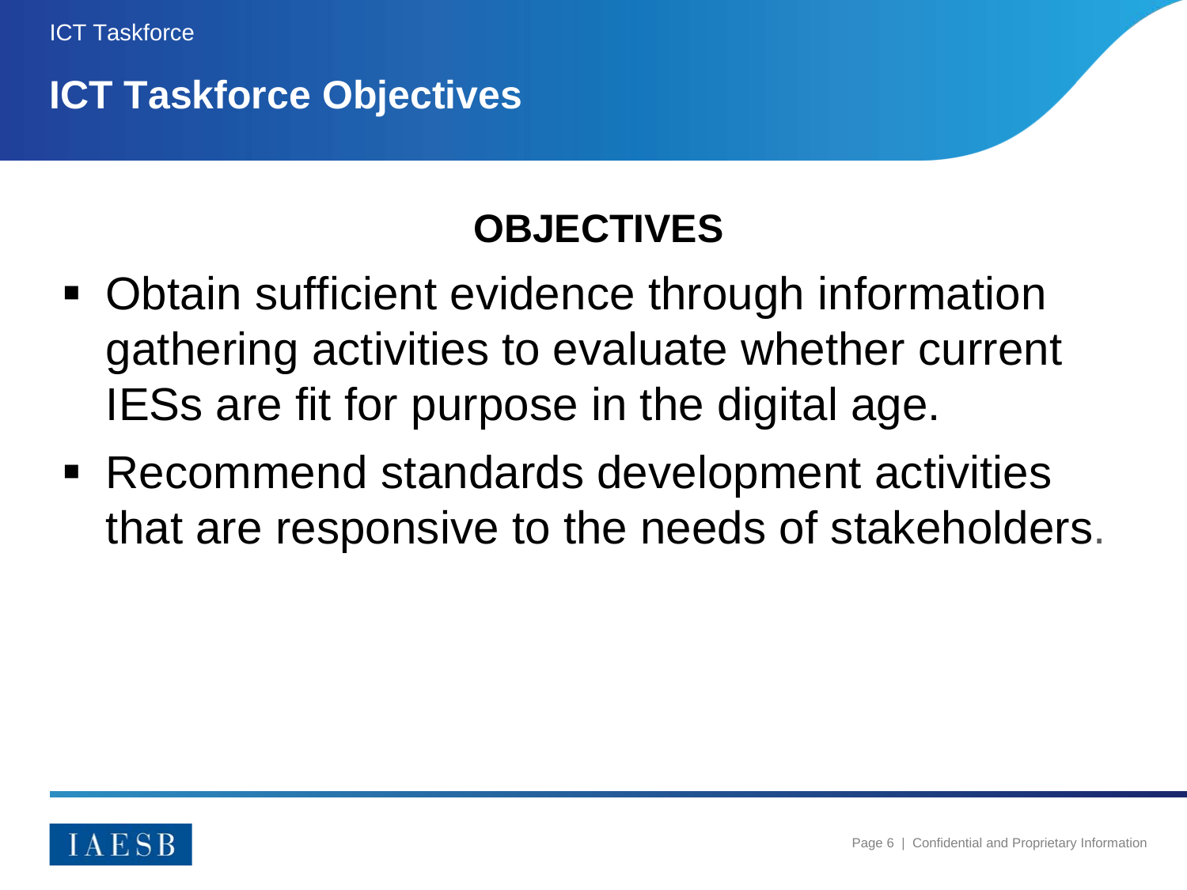# ICT Taskforce Objectives

## OBJECTIVES

- Obtain sufficient evidence through information gathering activities to evaluate whether current IESs are fit for purpose in the digital age.
- Recommend standards development activities that are responsive to the needs of stakeholders.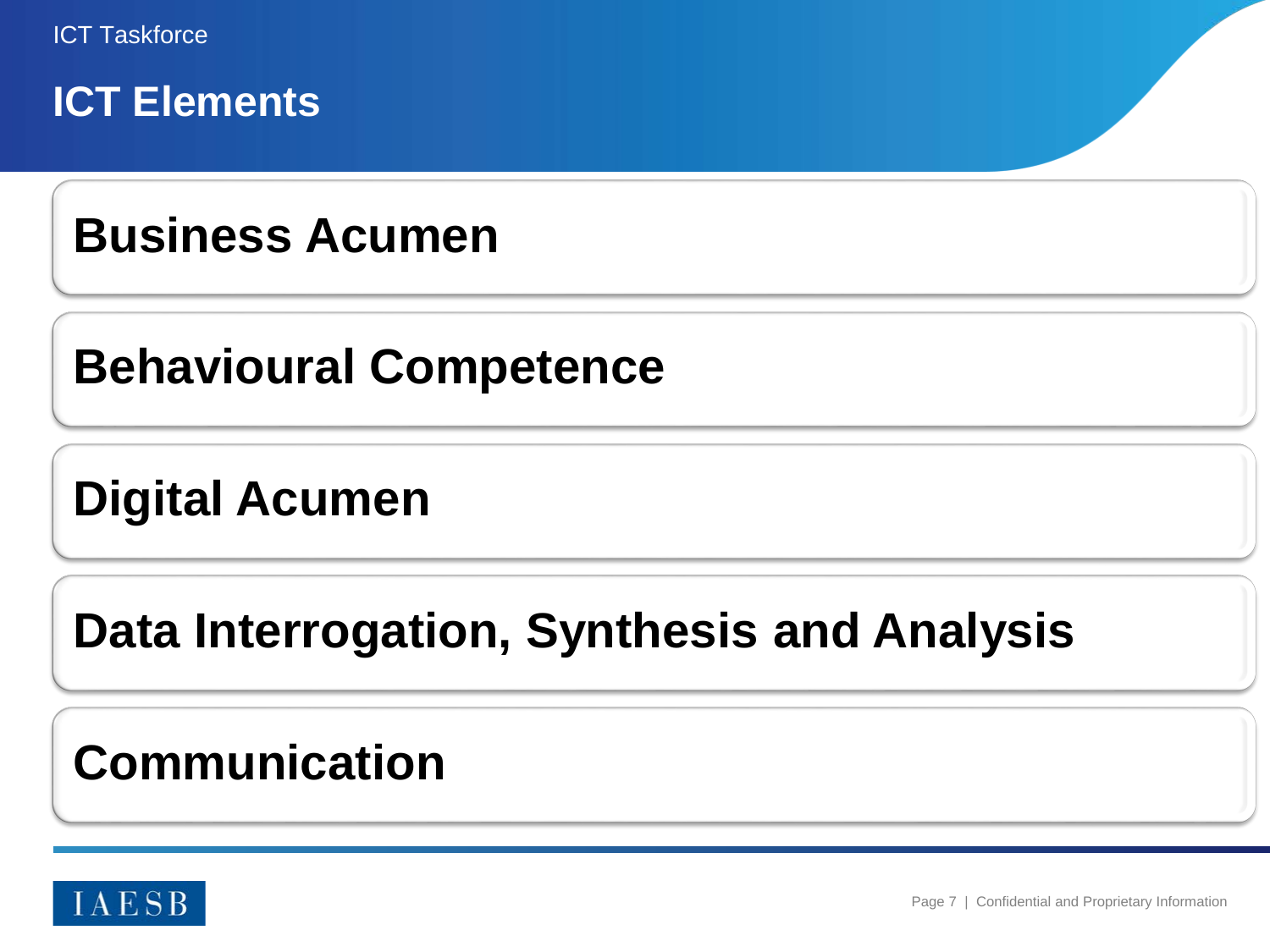# ICT Elements

**Business Acumen**

**Behavioural Competence**

**Digital Acumen**

**Data Interrogation, Synthesis and Analysis**

**Communication**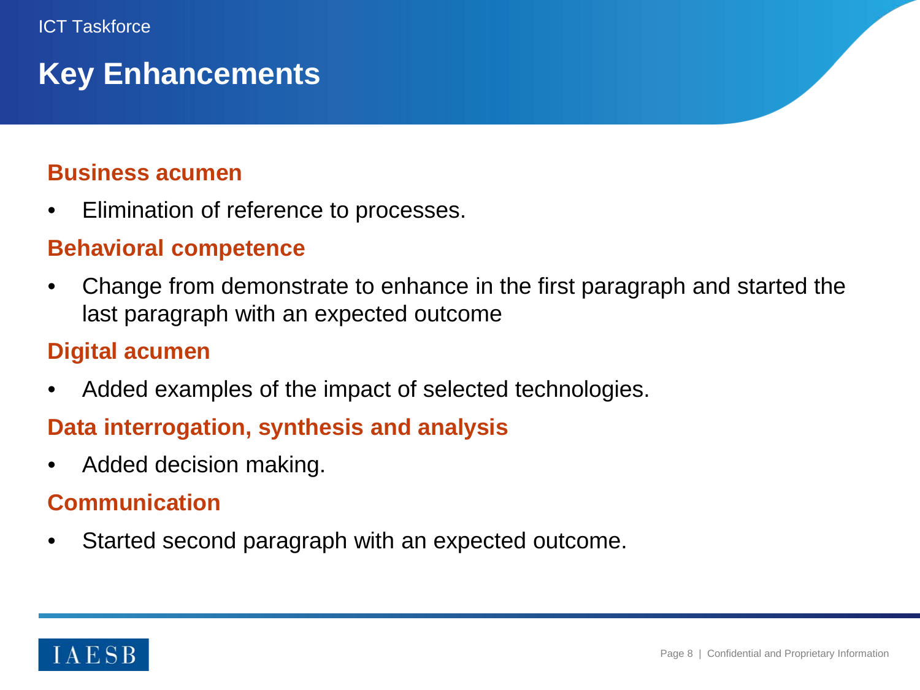ICT Taskforce

# Key Enhancements

### Business acumen

- Elimination of reference to processes.

### Behavioral competence

- Change from demonstrate to enhance in the first paragraph and started the last paragraph with an expected outcome

### Digital acumen

- Added examples of the impact of selected technologies.

### Data interrogation, synthesis and analysis

- Added decision making.

### Communication

- Started second paragraph with an expected outcome.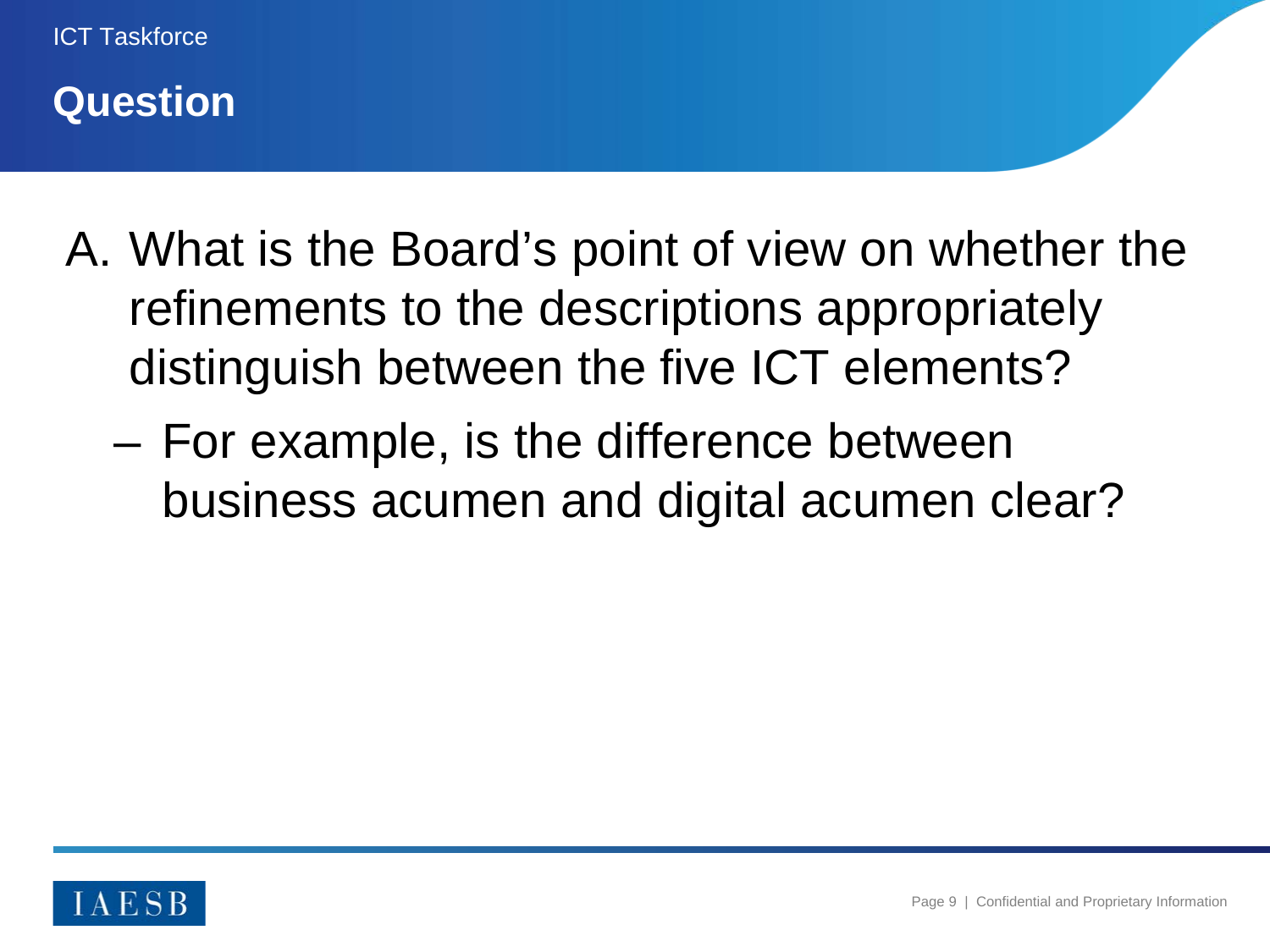ICT Taskforce

# Question

A. What is the Board's point of view on whether the refinements to the descriptions appropriately distinguish between the five ICT elements?

   – For example, is the difference between business acumen and digital acumen clear?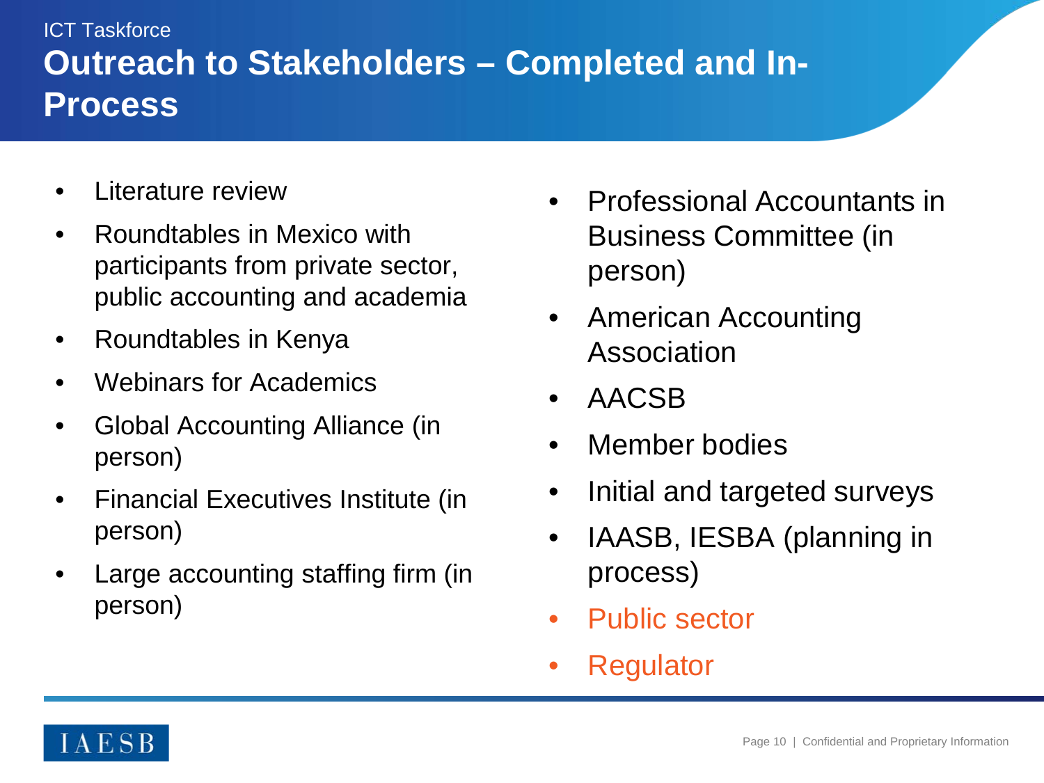ICT Taskforce

# Outreach to Stakeholders – Completed and In-Process

- Literature review
- Roundtables in Mexico with participants from private sector, public accounting and academia
- Roundtables in Kenya
- Webinars for Academics
- Global Accounting Alliance (in person)
- Financial Executives Institute (in person)
- Large accounting staffing firm (in person)
- Professional Accountants in Business Committee (in person)
- American Accounting Association
- AACSB
- Member bodies
- Initial and targeted surveys
- IAASB, IESBA (planning in process)
- Public sector
- Regulator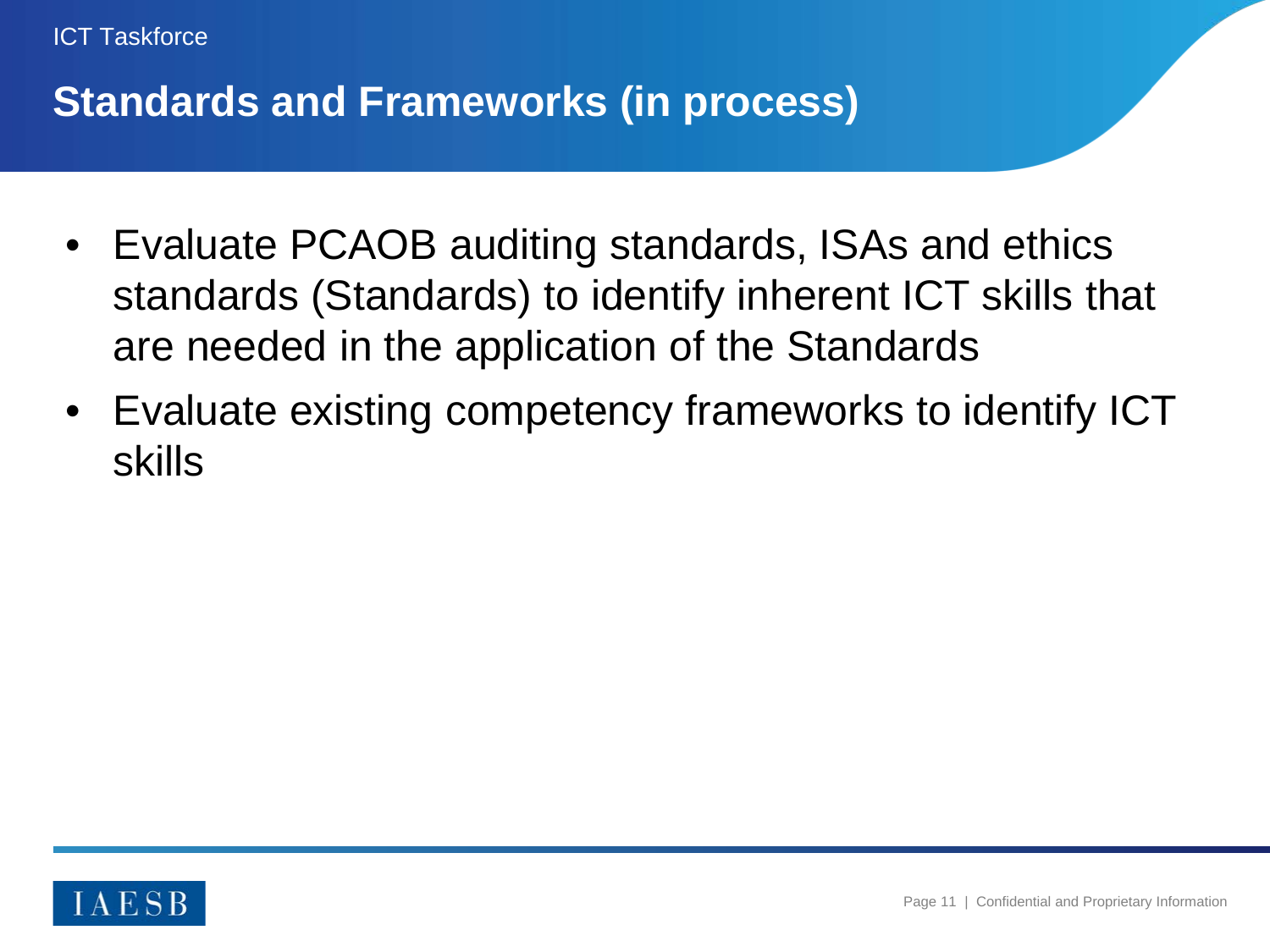# Standards and Frameworks (in process)

- Evaluate PCAOB auditing standards, ISAs and ethics standards (Standards) to identify inherent ICT skills that are needed in the application of the Standards
- Evaluate existing competency frameworks to identify ICT skills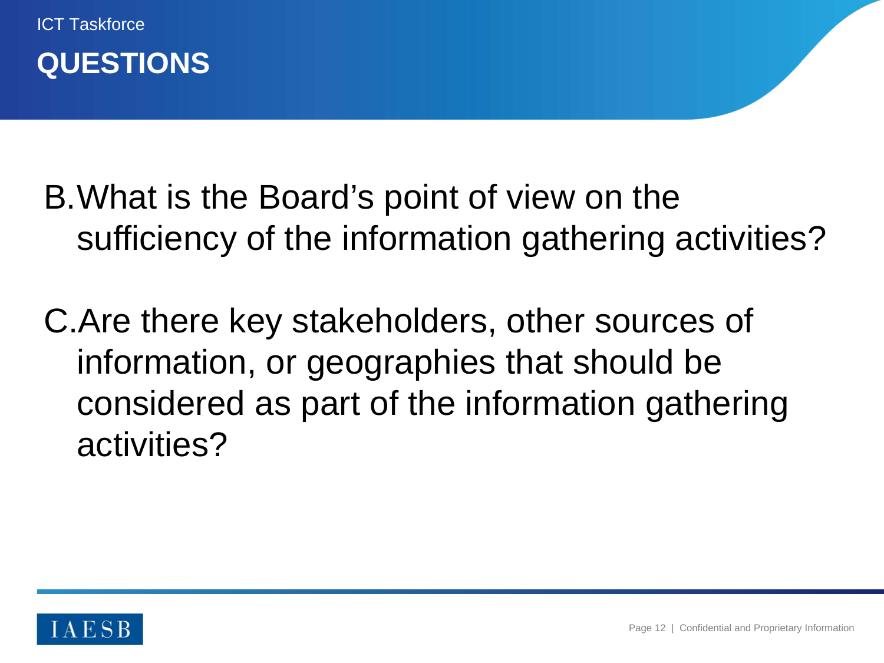ICT Taskforce

# QUESTIONS

B. What is the Board's point of view on the sufficiency of the information gathering activities?

C. Are there key stakeholders, other sources of information, or geographies that should be considered as part of the information gathering activities?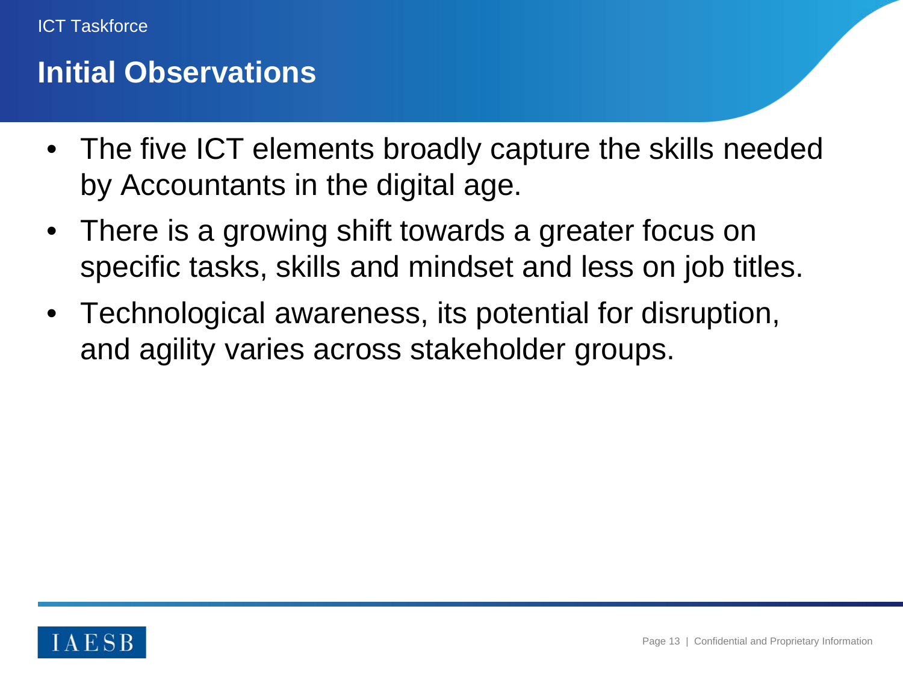# Initial Observations

- The five ICT elements broadly capture the skills needed by Accountants in the digital age.
- There is a growing shift towards a greater focus on specific tasks, skills and mindset and less on job titles.
- Technological awareness, its potential for disruption, and agility varies across stakeholder groups.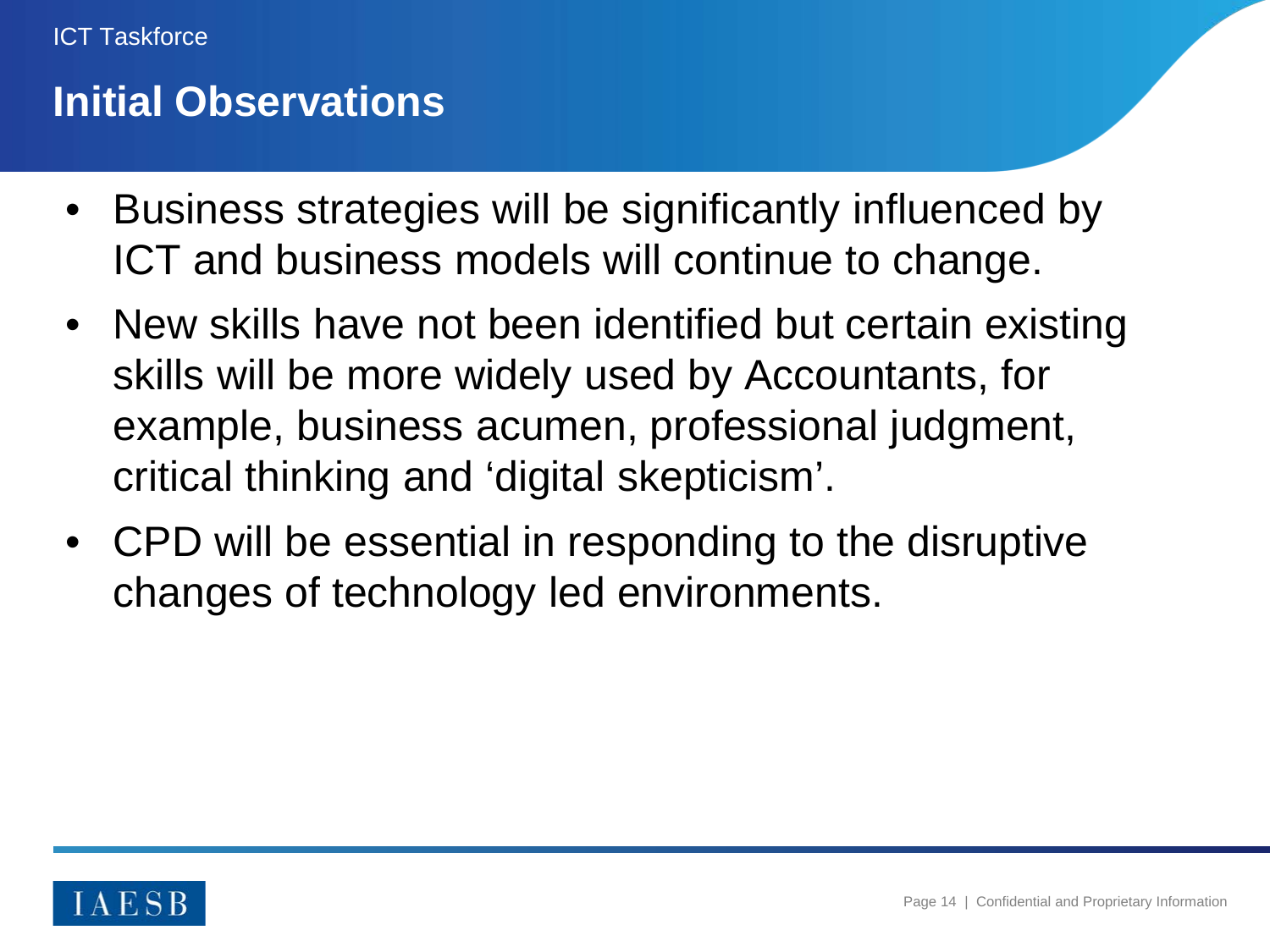ICT Taskforce

# Initial Observations

- Business strategies will be significantly influenced by ICT and business models will continue to change.
- New skills have not been identified but certain existing skills will be more widely used by Accountants, for example, business acumen, professional judgment, critical thinking and 'digital skepticism'.
- CPD will be essential in responding to the disruptive changes of technology led environments.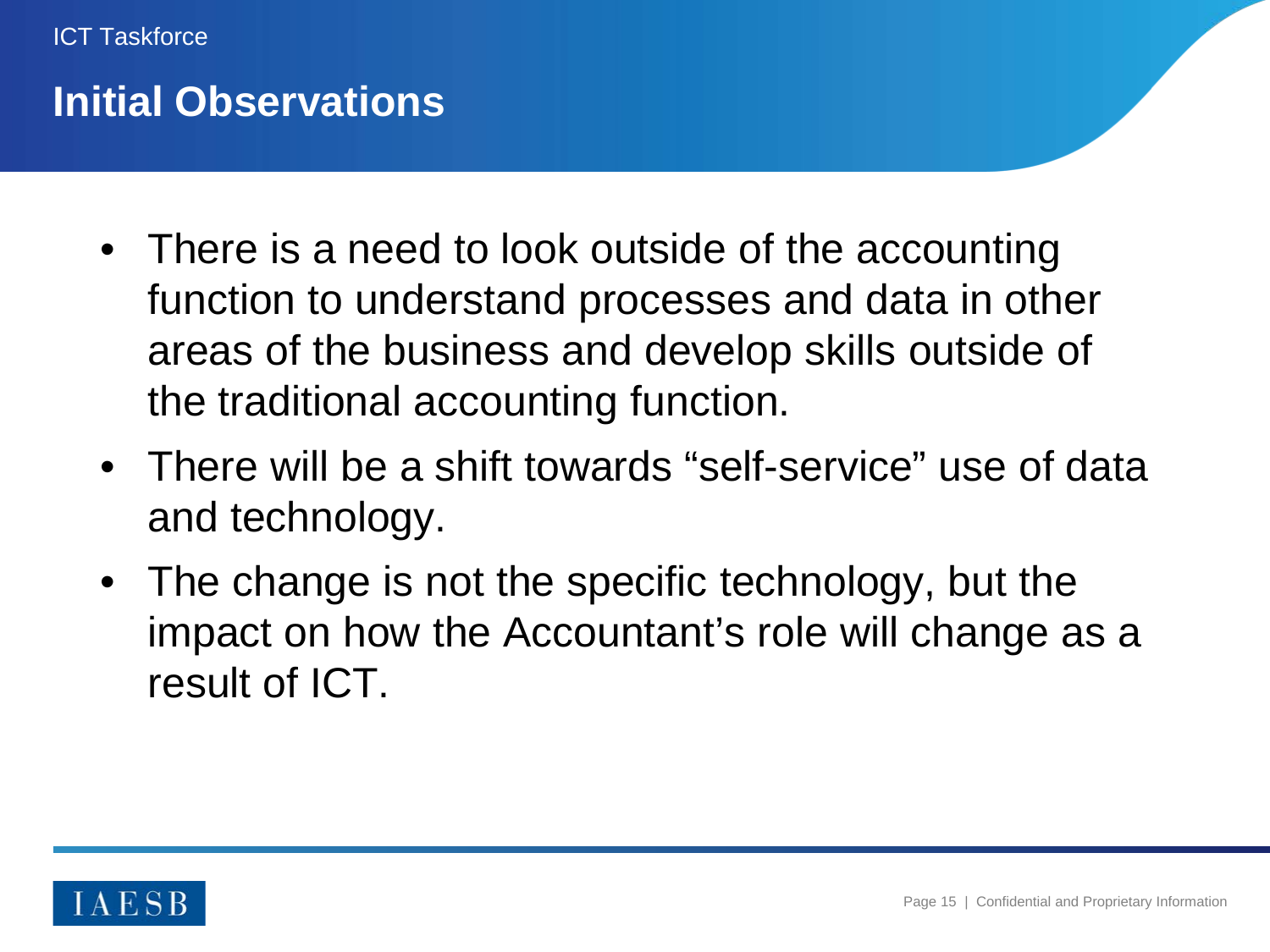ICT Taskforce

# Initial Observations

- There is a need to look outside of the accounting function to understand processes and data in other areas of the business and develop skills outside of the traditional accounting function.
- There will be a shift towards "self-service" use of data and technology.
- The change is not the specific technology, but the impact on how the Accountant's role will change as a result of ICT.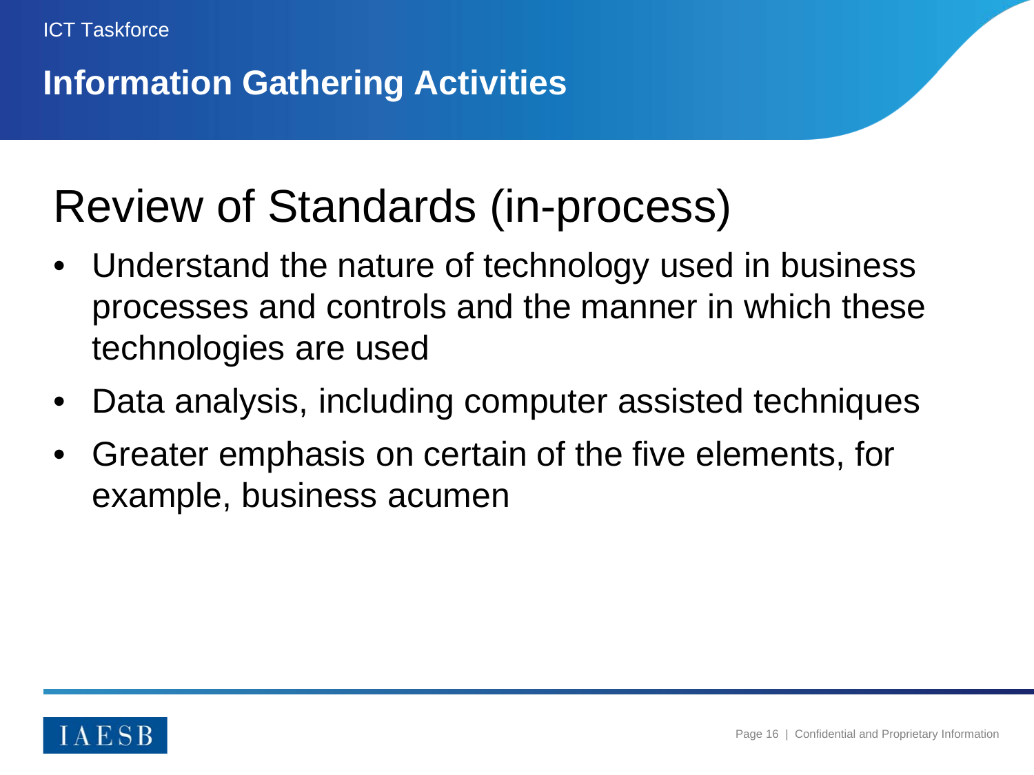# Information Gathering Activities

## Review of Standards (in-process)

- Understand the nature of technology used in business processes and controls and the manner in which these technologies are used
- Data analysis, including computer assisted techniques
- Greater emphasis on certain of the five elements, for example, business acumen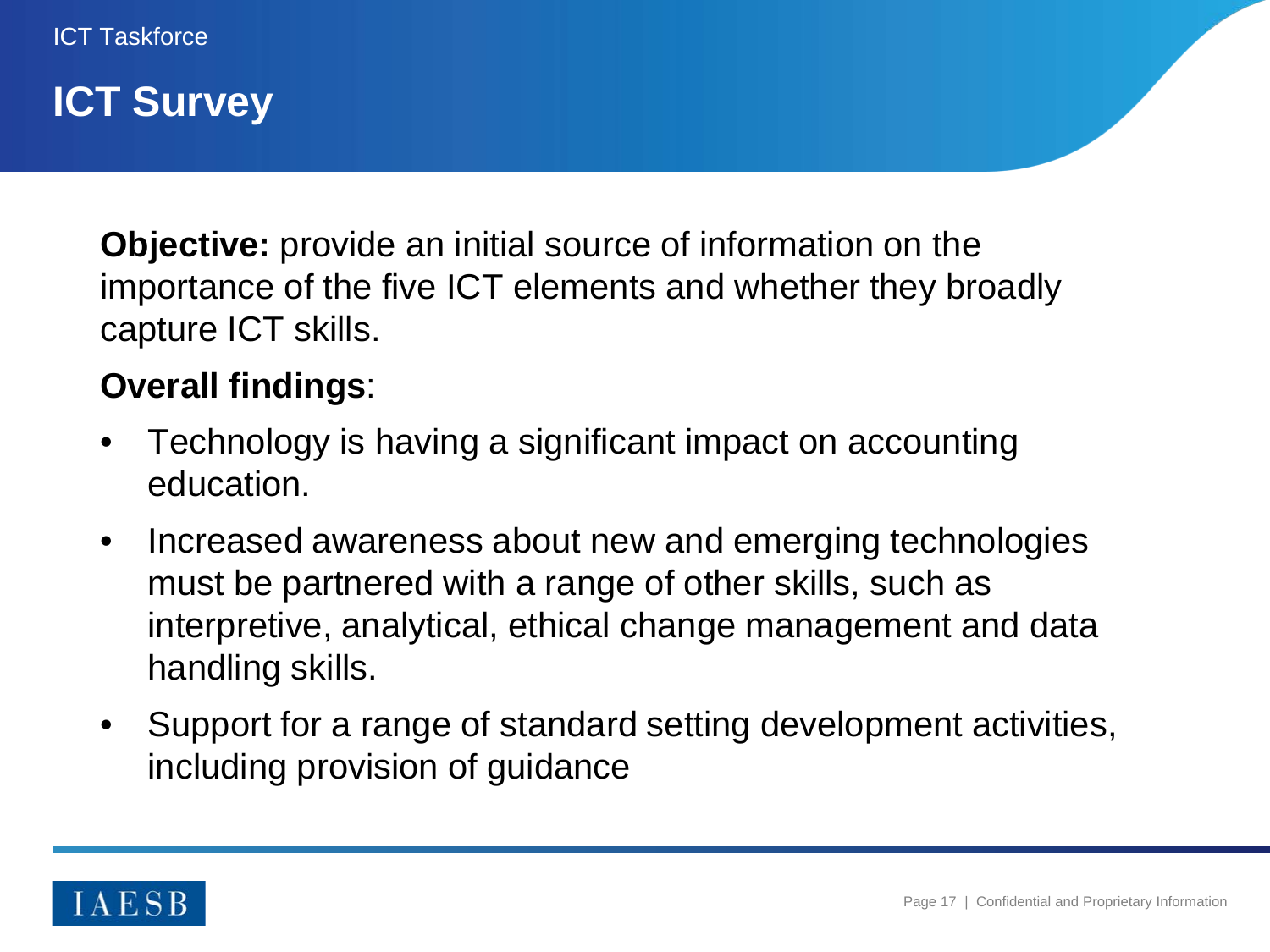ICT Taskforce

# ICT Survey

**Objective:** provide an initial source of information on the importance of the five ICT elements and whether they broadly capture ICT skills.

**Overall findings**:

- Technology is having a significant impact on accounting education.
- Increased awareness about new and emerging technologies must be partnered with a range of other skills, such as interpretive, analytical, ethical change management and data handling skills.
- Support for a range of standard setting development activities, including provision of guidance

IAESB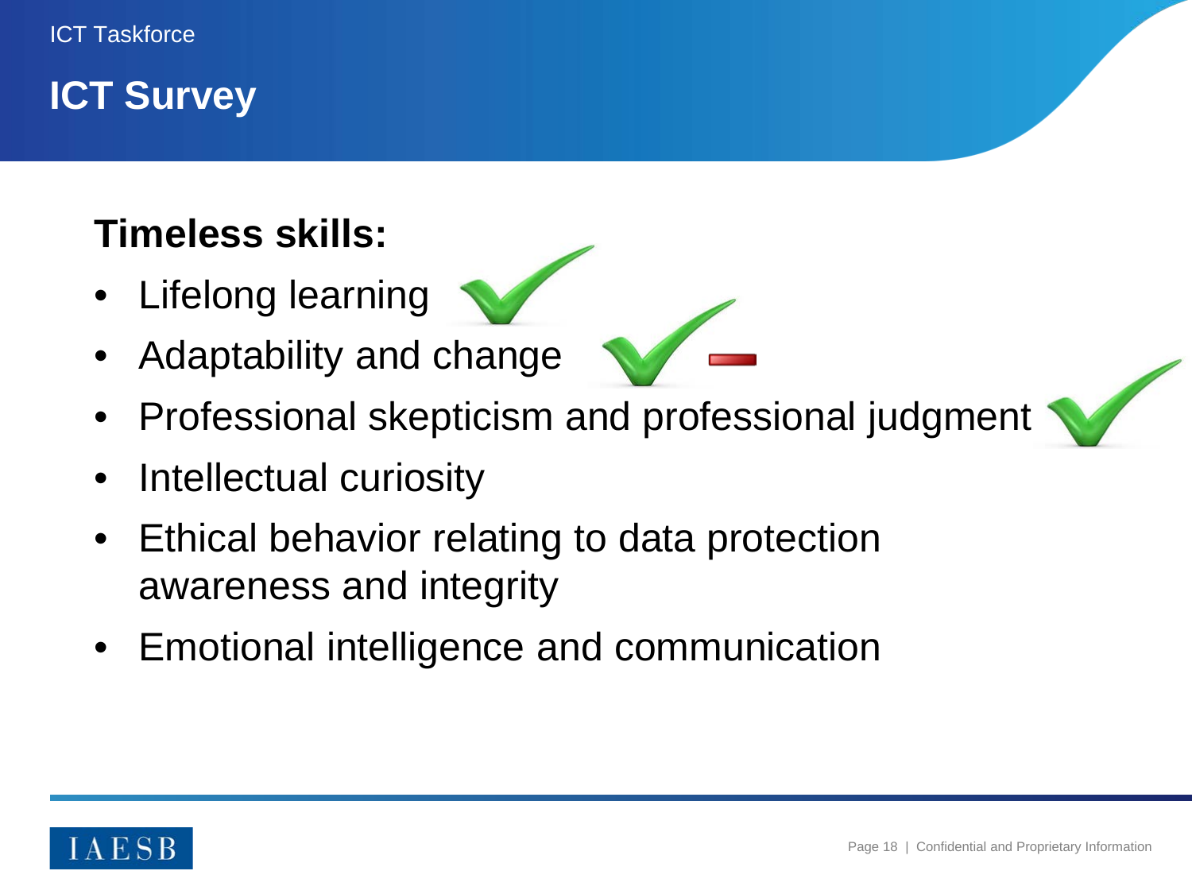# ICT Survey

## Timeless skills:

- Lifelong learning
- Adaptability and change
- Professional skepticism and professional judgment
- Intellectual curiosity
- Ethical behavior relating to data protection awareness and integrity
- Emotional intelligence and communication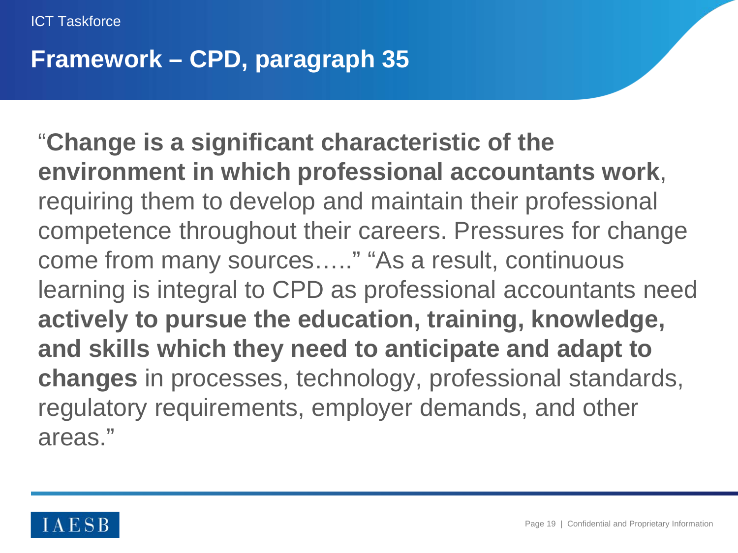ICT Taskforce

# Framework – CPD, paragraph 35

"**Change is a significant characteristic of the environment in which professional accountants work**, requiring them to develop and maintain their professional competence throughout their careers. Pressures for change come from many sources….." "As a result, continuous learning is integral to CPD as professional accountants need **actively to pursue the education, training, knowledge, and skills which they need to anticipate and adapt to changes** in processes, technology, professional standards, regulatory requirements, employer demands, and other areas."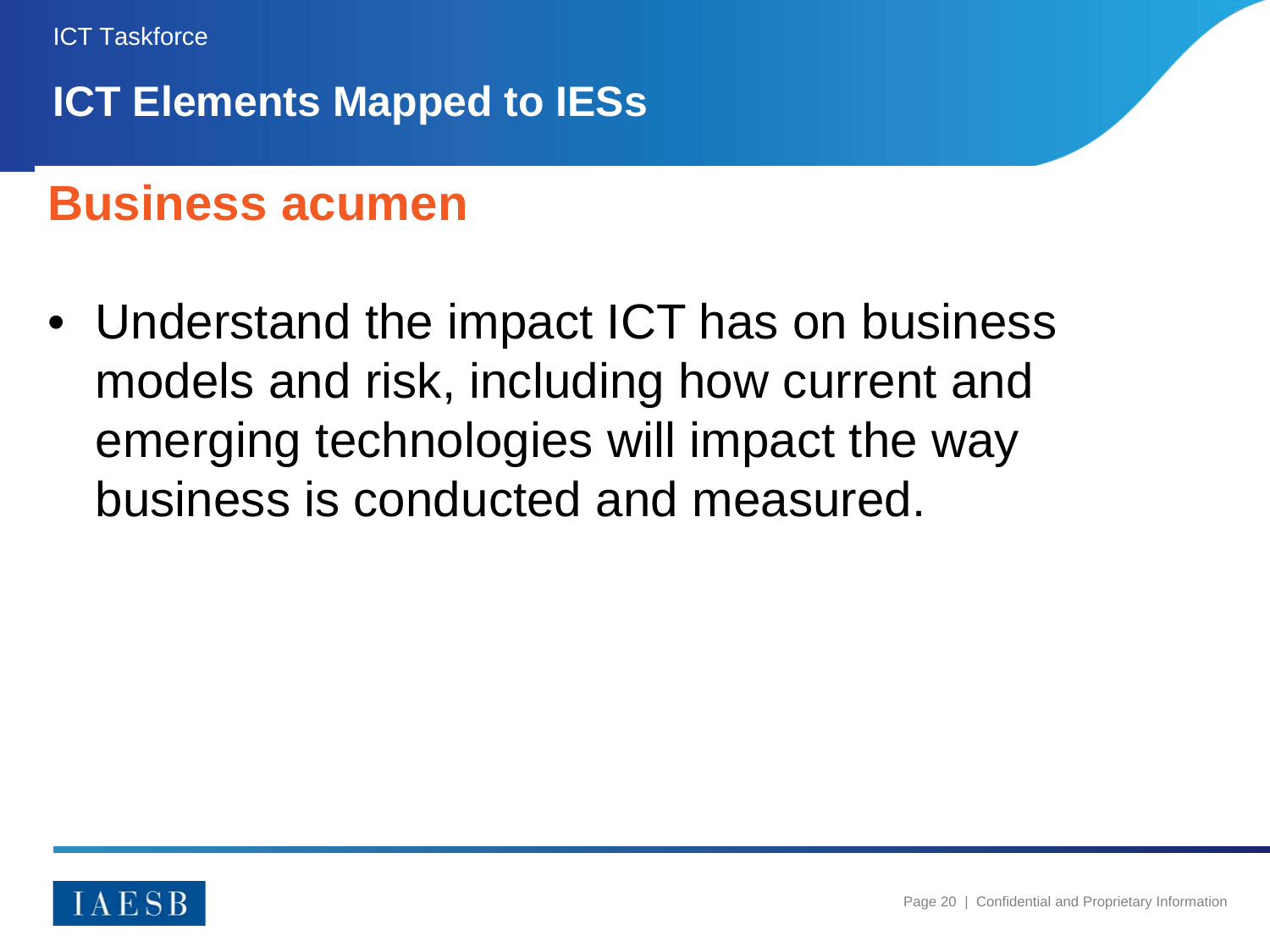# ICT Elements Mapped to IESs

## Business acumen

- Understand the impact ICT has on business models and risk, including how current and emerging technologies will impact the way business is conducted and measured.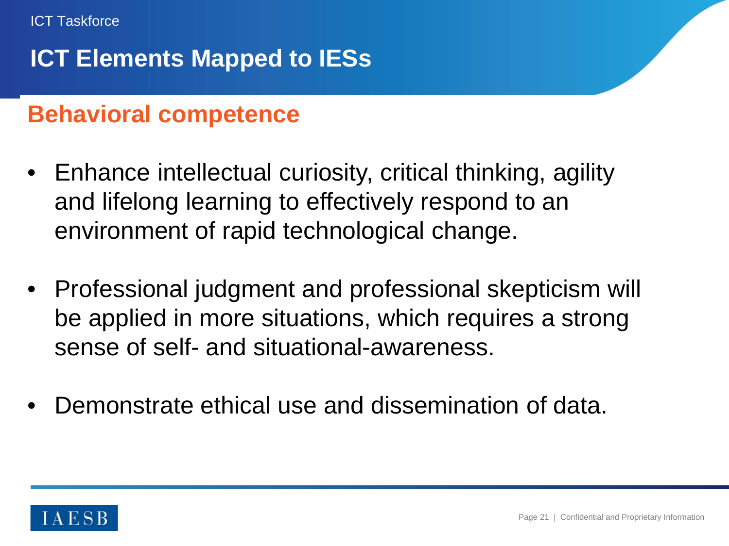# ICT Elements Mapped to IESs

## Behavioral competence

- Enhance intellectual curiosity, critical thinking, agility and lifelong learning to effectively respond to an environment of rapid technological change.
- Professional judgment and professional skepticism will be applied in more situations, which requires a strong sense of self- and situational-awareness.
- Demonstrate ethical use and dissemination of data.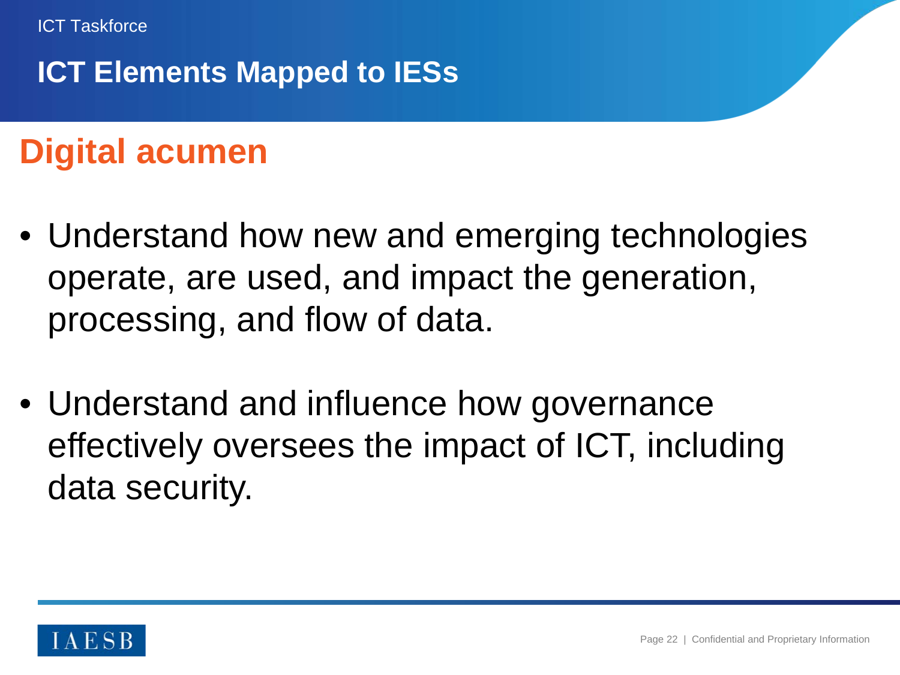ICT Taskforce

# ICT Elements Mapped to IESs

## Digital acumen

- Understand how new and emerging technologies operate, are used, and impact the generation, processing, and flow of data.
- Understand and influence how governance effectively oversees the impact of ICT, including data security.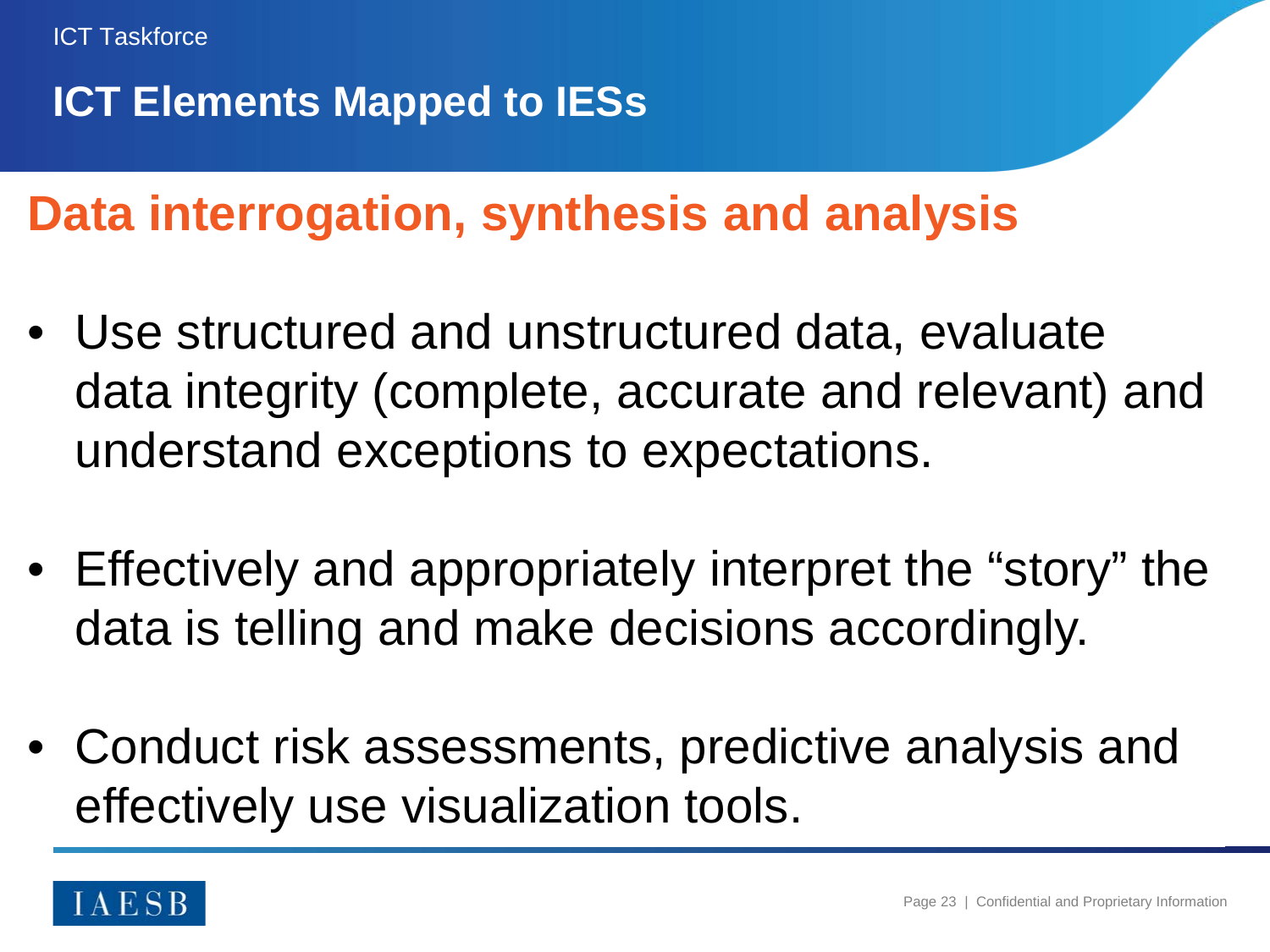ICT Taskforce

# ICT Elements Mapped to IESs

## Data interrogation, synthesis and analysis

- Use structured and unstructured data, evaluate data integrity (complete, accurate and relevant) and understand exceptions to expectations.
- Effectively and appropriately interpret the “story” the data is telling and make decisions accordingly.
- Conduct risk assessments, predictive analysis and effectively use visualization tools.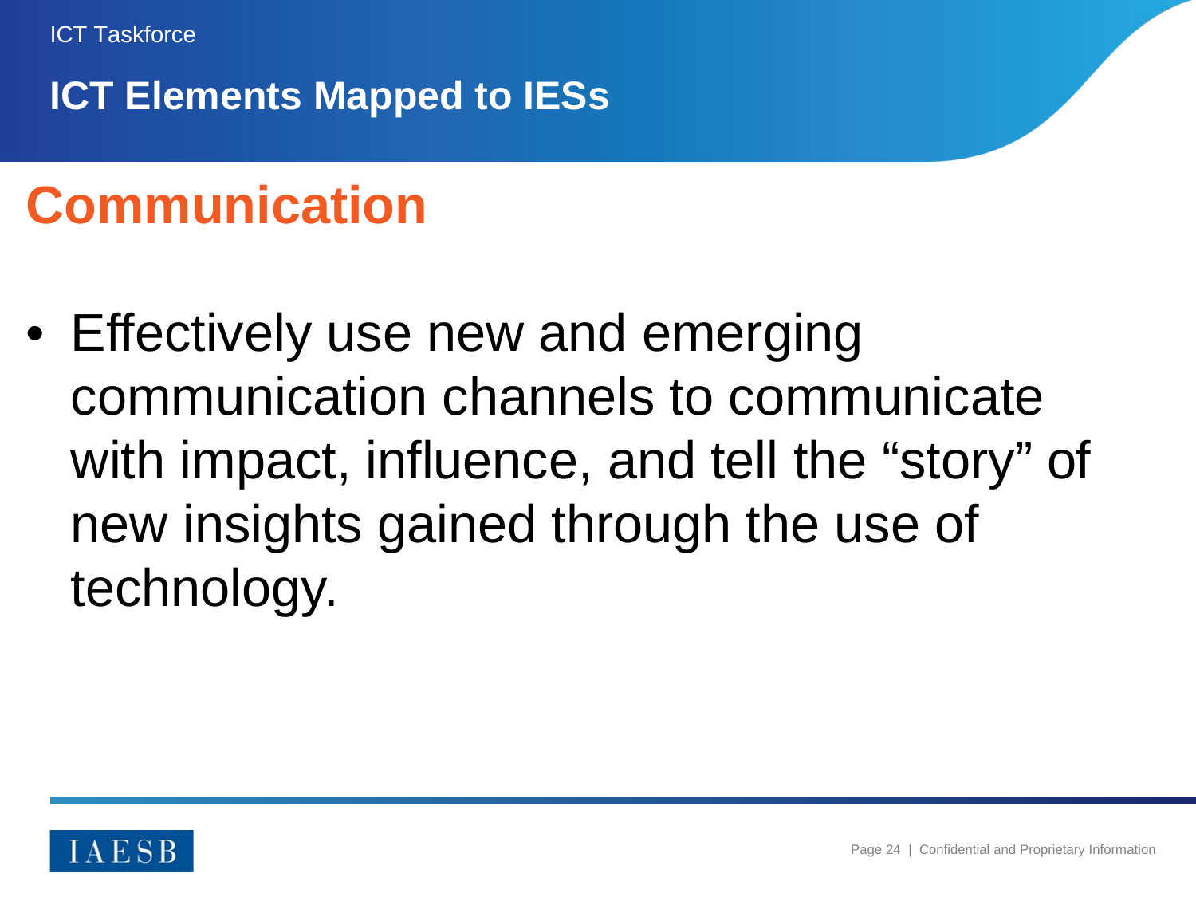## ICT Elements Mapped to IESs

# Communication

- Effectively use new and emerging communication channels to communicate with impact, influence, and tell the "story" of new insights gained through the use of technology.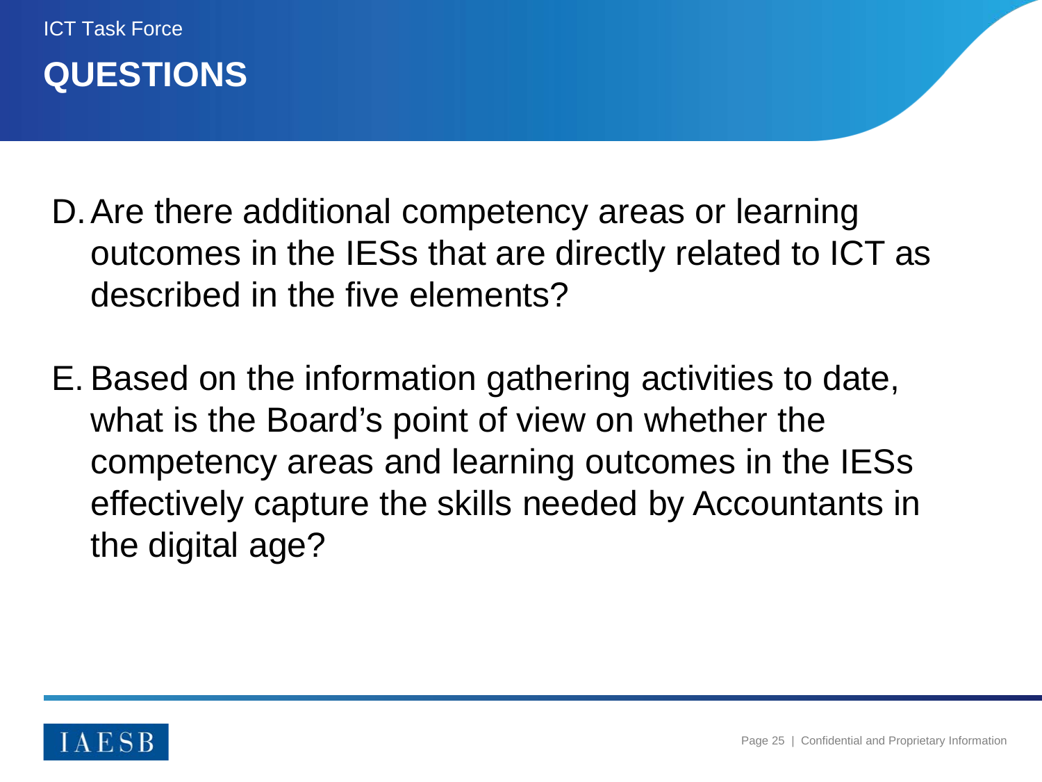ICT Task Force

# QUESTIONS

D. Are there additional competency areas or learning outcomes in the IESs that are directly related to ICT as described in the five elements?

E. Based on the information gathering activities to date, what is the Board's point of view on whether the competency areas and learning outcomes in the IESs effectively capture the skills needed by Accountants in the digital age?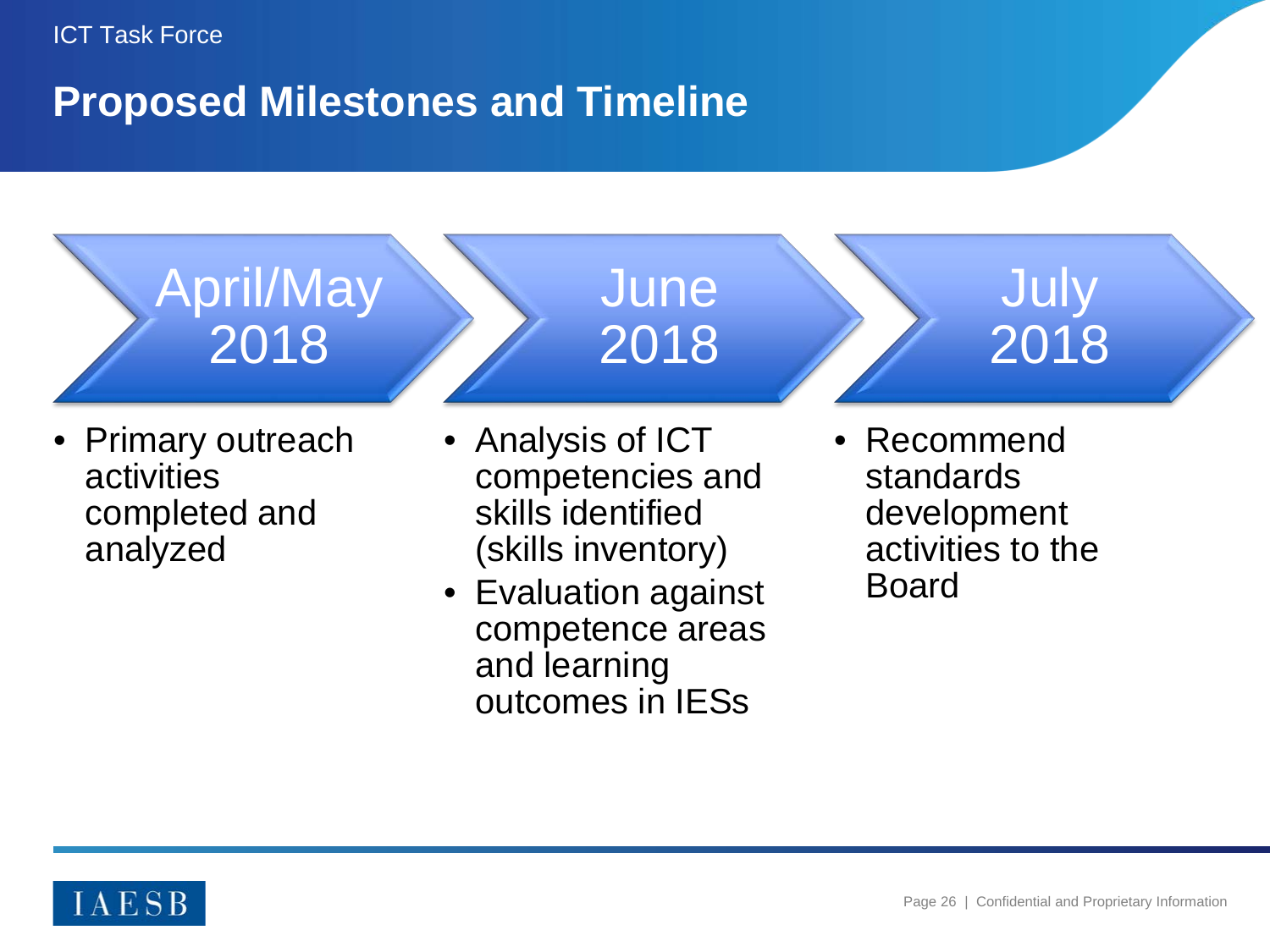ICT Task Force

# Proposed Milestones and Timeline

## April/May 2018

- Primary outreach activities completed and analyzed

## June 2018

- Analysis of ICT competencies and skills identified (skills inventory)
- Evaluation against competence areas and learning outcomes in IESs

## July 2018

- Recommend standards development activities to the Board

IAESB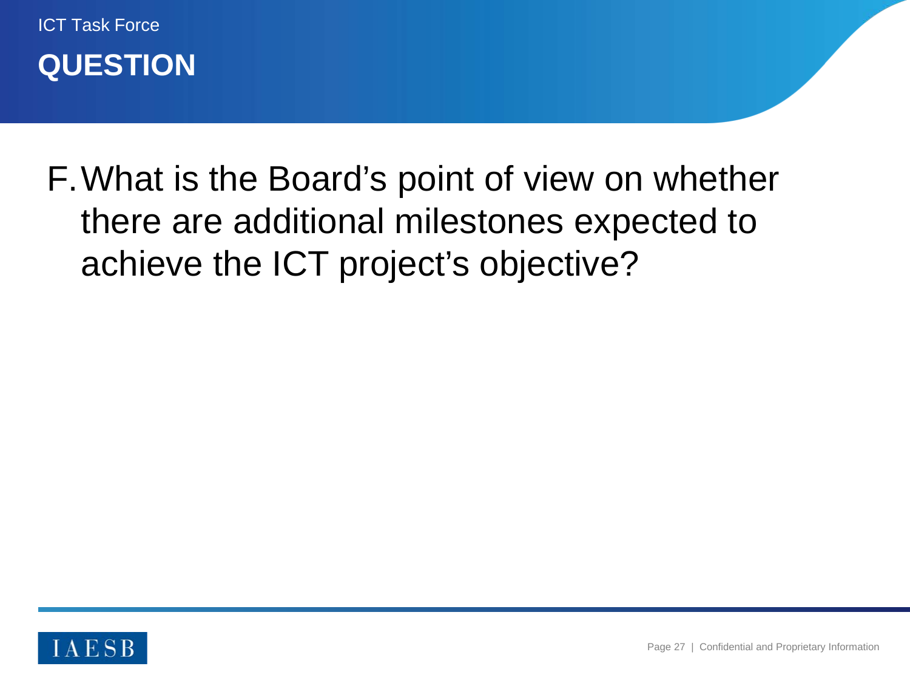ICT Task Force

# QUESTION

F. What is the Board's point of view on whether there are additional milestones expected to achieve the ICT project's objective?